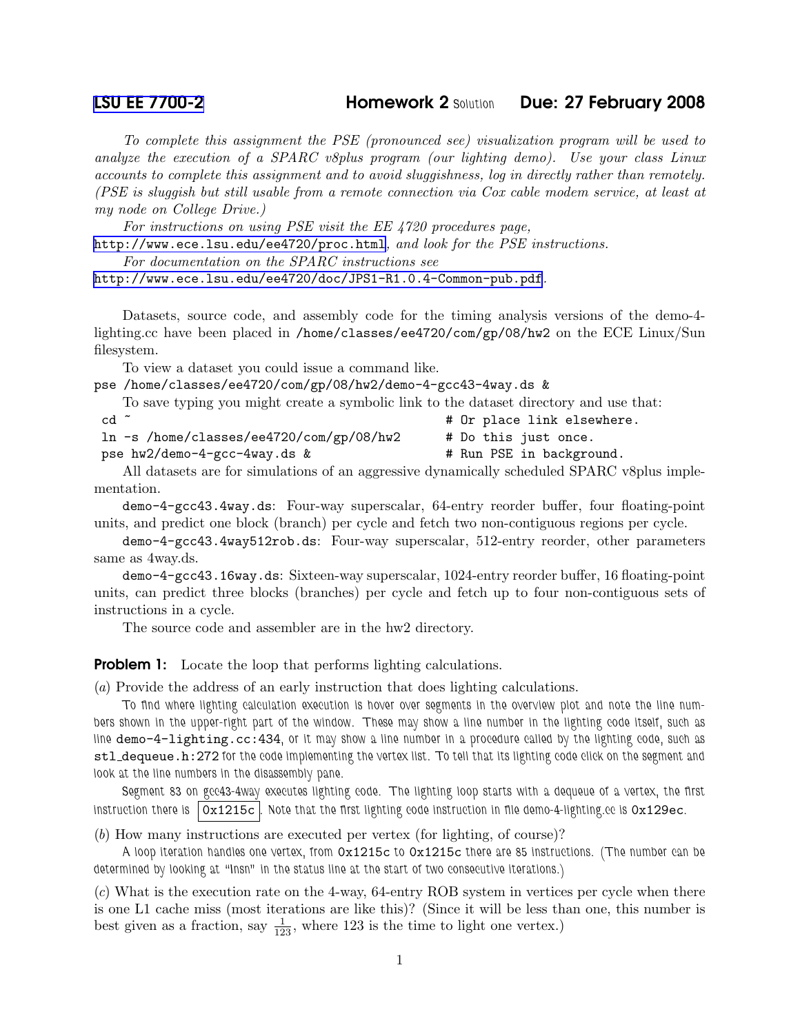[LSU EE 7700-2] **Homework 2** Solution **Due: 27 February 2008**

*To complete this assignment the PSE (pronounced see) visualization program will be used to analyze the execution of a SPARC v8plus program (our lighting demo). Use your class Linux accounts to complete this assignment and to avoid sluggishness, log in directly rather than remotely. (PSE is sluggish but still usable from a remote connection via Cox cable modem service, at least at my node on College Drive.)*

*For instructions on using PSE visit the EE 4720 procedures page,* http://www.ece.lsu.edu/ee4720/proc.html*, and look for the PSE instructions.*

*For documentation on the SPARC instructions see* http://www.ece.lsu.edu/ee4720/doc/JPS1-R1.0.4-Common-pub.pdf.

Datasets, source code, and assembly code for the timing analysis versions of the demo-4-lighting.cc have been placed in `/home/classes/ee4720/com/gp/08/hw2` on the ECE Linux/Sun filesystem.

To view a dataset you could issue a command like.

```
pse /home/classes/ee4720/com/gp/08/hw2/demo-4-gcc43-4way.ds &
```

To save typing you might create a symbolic link to the dataset directory and use that:

```
cd ~                                          # Or place link elsewhere.
ln -s /home/classes/ee4720/com/gp/08/hw2      # Do this just once.
pse hw2/demo-4-gcc-4way.ds &                  # Run PSE in background.
```

All datasets are for simulations of an aggressive dynamically scheduled SPARC v8plus implementation.

`demo-4-gcc43.4way.ds`: Four-way superscalar, 64-entry reorder buffer, four floating-point units, and predict one block (branch) per cycle and fetch two non-contiguous regions per cycle.

`demo-4-gcc43.4way512rob.ds`: Four-way superscalar, 512-entry reorder, other parameters same as 4way.ds.

`demo-4-gcc43.16way.ds`: Sixteen-way superscalar, 1024-entry reorder buffer, 16 floating-point units, can predict three blocks (branches) per cycle and fetch up to four non-contiguous sets of instructions in a cycle.

The source code and assembler are in the hw2 directory.

**Problem 1:** Locate the loop that performs lighting calculations.

(*a*) Provide the address of an early instruction that does lighting calculations.

To find where lighting calculation execution is hover over segments in the overview plot and note the line numbers shown in the upper-right part of the window. These may show a line number in the lighting code itself, such as line `demo-4-lighting.cc:434`, or it may show a line number in a procedure called by the lighting code, such as `stl_dequeue.h:272` for the code implementing the vertex list. To tell that its lighting code click on the segment and look at the line numbers in the disassembly pane.

Segment 83 on gcc43-4way executes lighting code. The lighting loop starts with a dequeue of a vertex, the first instruction there is `0x1215c`. Note that the first lighting code instruction in file demo-4-lighting.cc is `0x129ec`.

(*b*) How many instructions are executed per vertex (for lighting, of course)?

A loop iteration handles one vertex, from `0x1215c` to `0x1215c` there are 85 instructions. (The number can be determined by looking at "Insn" in the status line at the start of two consecutive iterations.)

(*c*) What is the execution rate on the 4-way, 64-entry ROB system in vertices per cycle when there is one L1 cache miss (most iterations are like this)? (Since it will be less than one, this number is best given as a fraction, say $\frac{1}{123}$, where 123 is the time to light one vertex.)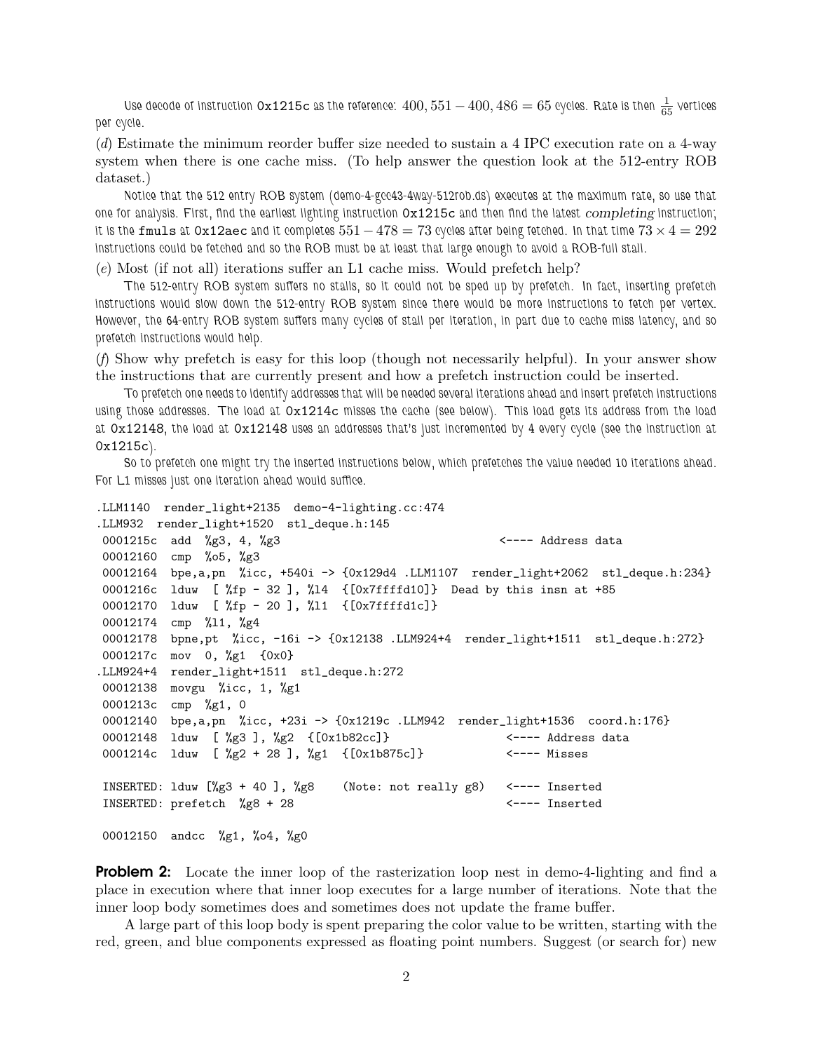Use decode of instruction `0x1215c` as the reference: $400,551 - 400,486 = 65$ cycles. Rate is then $\frac{1}{65}$ vertices per cycle.

(*d*) Estimate the minimum reorder buffer size needed to sustain a 4 IPC execution rate on a 4-way system when there is one cache miss. (To help answer the question look at the 512-entry ROB dataset.)

Notice that the 512 entry ROB system (demo-4-gcc43-4way-512rob.ds) executes at the maximum rate, so use that one for analysis. First, find the earliest lighting instruction `0x1215c` and then find the latest *completing* instruction; it is the `fmuls` at `0x12aec` and it completes $551 - 478 = 73$ cycles after being fetched. In that time $73 \times 4 = 292$ instructions could be fetched and so the ROB must be at least that large enough to avoid a ROB-full stall.

(*e*) Most (if not all) iterations suffer an L1 cache miss. Would prefetch help?

The 512-entry ROB system suffers no stalls, so it could not be sped up by prefetch. In fact, inserting prefetch instructions would slow down the 512-entry ROB system since there would be more instructions to fetch per vertex. However, the 64-entry ROB system suffers many cycles of stall per iteration, in part due to cache miss latency, and so prefetch instructions would help.

(*f*) Show why prefetch is easy for this loop (though not necessarily helpful). In your answer show the instructions that are currently present and how a prefetch instruction could be inserted.

To prefetch one needs to identify addresses that will be needed several iterations ahead and insert prefetch instructions using those addresses. The load at `0x1214c` misses the cache (see below). This load gets its address from the load at `0x12148`, the load at `0x12148` uses an addresses that's just incremented by 4 every cycle (see the instruction at `0x1215c`).

So to prefetch one might try the inserted instructions below, which prefetches the value needed 10 iterations ahead. For L1 misses just one iteration ahead would suffice.

```
.LLM1140  render_light+2135  demo-4-lighting.cc:474
.LLM932  render_light+1520  stl_deque.h:145
 0001215c  add  %g3, 4, %g3                                  <---- Address data
 00012160  cmp  %o5, %g3
 00012164  bpe,a,pn  %icc, +540i -> {0x129d4 .LLM1107  render_light+2062  stl_deque.h:234}
 0001216c  lduw  [ %fp - 32 ], %l4  {[0x7ffffd10]}  Dead by this insn at +85
 00012170  lduw  [ %fp - 20 ], %l1  {[0x7ffffd1c]}
 00012174  cmp  %l1, %g4
 00012178  bpne,pt  %icc, -16i -> {0x12138 .LLM924+4  render_light+1511  stl_deque.h:272}
 0001217c  mov  0, %g1  {0x0}
.LLM924+4  render_light+1511  stl_deque.h:272
 00012138  movgu  %icc, 1, %g1
 0001213c  cmp  %g1, 0
 00012140  bpe,a,pn  %icc, +23i -> {0x1219c .LLM942  render_light+1536  coord.h:176}
 00012148  lduw  [ %g3 ], %g2  {[0x1b82cc]}                <---- Address data
 0001214c  lduw  [ %g2 + 28 ], %g1  {[0x1b875c]}           <---- Misses

 INSERTED: lduw [%g3 + 40 ], %g8    (Note: not really g8)   <---- Inserted
 INSERTED: prefetch  %g8 + 28                               <---- Inserted

 00012150  andcc  %g1, %o4, %g0
```

**Problem 2:** Locate the inner loop of the rasterization loop nest in demo-4-lighting and find a place in execution where that inner loop executes for a large number of iterations. Note that the inner loop body sometimes does and sometimes does not update the frame buffer.

A large part of this loop body is spent preparing the color value to be written, starting with the red, green, and blue components expressed as floating point numbers. Suggest (or search for) new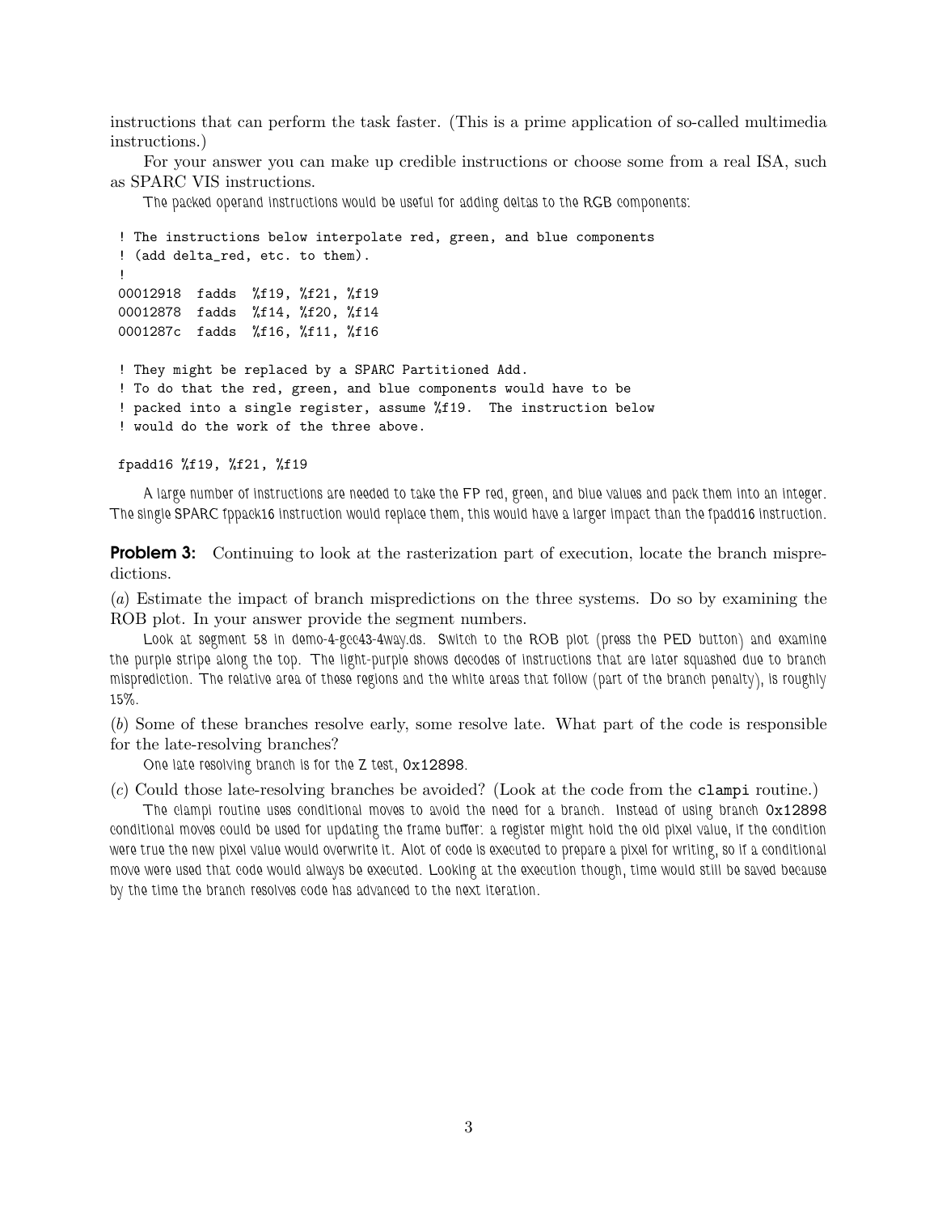instructions that can perform the task faster. (This is a prime application of so-called multimedia instructions.)

For your answer you can make up credible instructions or choose some from a real ISA, such as SPARC VIS instructions.

The packed operand instructions would be useful for adding deltas to the RGB components:

```
! The instructions below interpolate red, green, and blue components
! (add delta_red, etc. to them).
!
00012918  fadds  %f19, %f21, %f19
00012878  fadds  %f14, %f20, %f14
0001287c  fadds  %f16, %f11, %f16

! They might be replaced by a SPARC Partitioned Add.
! To do that the red, green, and blue components would have to be
! packed into a single register, assume %f19.  The instruction below
! would do the work of the three above.

fpadd16 %f19, %f21, %f19
```

A large number of instructions are needed to take the FP red, green, and blue values and pack them into an integer. The single SPARC fppack16 instruction would replace them, this would have a larger impact than the fpadd16 instruction.

**Problem 3:** Continuing to look at the rasterization part of execution, locate the branch mispredictions.

(*a*) Estimate the impact of branch mispredictions on the three systems. Do so by examining the ROB plot. In your answer provide the segment numbers.

Look at segment 58 in demo-4-gcc43-4way.ds. Switch to the ROB plot (press the PED button) and examine the purple stripe along the top. The light-purple shows decodes of instructions that are later squashed due to branch misprediction. The relative area of these regions and the white areas that follow (part of the branch penalty), is roughly 15%.

(*b*) Some of these branches resolve early, some resolve late. What part of the code is responsible for the late-resolving branches?

One late resolving branch is for the Z test, `0x12898`.

(*c*) Could those late-resolving branches be avoided? (Look at the code from the `clampi` routine.)

The clampi routine uses conditional moves to avoid the need for a branch. Instead of using branch `0x12898` conditional moves could be used for updating the frame buffer: a register might hold the old pixel value, if the condition were true the new pixel value would overwrite it. Alot of code is executed to prepare a pixel for writing, so if a conditional move were used that code would always be executed. Looking at the execution though, time would still be saved because by the time the branch resolves code has advanced to the next iteration.